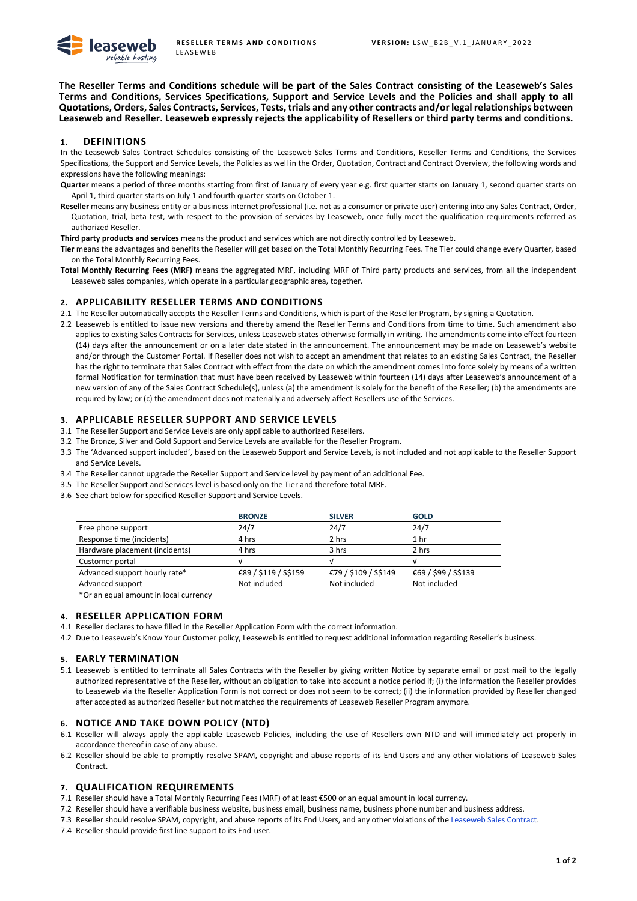**The Reseller Terms and Conditions schedule will be part of the Sales Contract consisting of the Leaseweb's Sales Terms and Conditions, Services Specifications, Support and Service Levels and the Policies and shall apply to all Quotations, Orders, Sales Contracts, Services, Tests, trials and any other contracts and/or legal relationships between Leaseweb and Reseller. Leaseweb expressly rejects the applicability of Resellers or third party terms and conditions.**

## 1. DEFINITIONS

In the Leaseweb Sales Contract Schedules consisting of the Leaseweb Sales Terms and Conditions, Reseller Terms and Conditions, the Services Specifications, the Support and Service Levels, the Policies as well in the Order, Quotation, Contract and Contract Overview, the following words and expressions have the following meanings:

**Quarter** means a period of three months starting from first of January of every year e.g. first quarter starts on January 1, second quarter starts on April 1, third quarter starts on July 1 and fourth quarter starts on October 1.

**Reseller** means any business entity or a business internet professional (i.e. not as a consumer or private user) entering into any Sales Contract, Order, Quotation, trial, beta test, with respect to the provision of services by Leaseweb, once fully meet the qualification requirements referred as authorized Reseller.

**Third party products and services** means the product and services which are not directly controlled by Leaseweb.

**Tier** means the advantages and benefits the Reseller will get based on the Total Monthly Recurring Fees. The Tier could change every Quarter, based on the Total Monthly Recurring Fees.

**Total Monthly Recurring Fees (MRF)** means the aggregated MRF, including MRF of Third party products and services, from all the independent Leaseweb sales companies, which operate in a particular geographic area, together.

## 2. APPLICABILITY RESELLER TERMS AND CONDITIONS

2.1 The Reseller automatically accepts the Reseller Terms and Conditions, which is part of the Reseller Program, by signing a Quotation.

2.2 Leaseweb is entitled to issue new versions and thereby amend the Reseller Terms and Conditions from time to time. Such amendment also applies to existing Sales Contracts for Services, unless Leaseweb states otherwise formally in writing. The amendments come into effect fourteen (14) days after the announcement or on a later date stated in the announcement. The announcement may be made on Leaseweb's website and/or through the Customer Portal. If Reseller does not wish to accept an amendment that relates to an existing Sales Contract, the Reseller has the right to terminate that Sales Contract with effect from the date on which the amendment comes into force solely by means of a written formal Notification for termination that must have been received by Leaseweb within fourteen (14) days after Leaseweb's announcement of a new version of any of the Sales Contract Schedule(s), unless (a) the amendment is solely for the benefit of the Reseller; (b) the amendments are required by law; or (c) the amendment does not materially and adversely affect Resellers use of the Services.

## 3. APPLICABLE RESELLER SUPPORT AND SERVICE LEVELS

3.1 The Reseller Support and Service Levels are only applicable to authorized Resellers.

3.2 The Bronze, Silver and Gold Support and Service Levels are available for the Reseller Program.

3.3 The 'Advanced support included', based on the Leaseweb Support and Service Levels, is not included and not applicable to the Reseller Support and Service Levels.

3.4 The Reseller cannot upgrade the Reseller Support and Service level by payment of an additional Fee.

3.5 The Reseller Support and Services level is based only on the Tier and therefore total MRF.

3.6 See chart below for specified Reseller Support and Service Levels.

| | BRONZE | SILVER | GOLD |
|---|---|---|---|
| Free phone support | 24/7 | 24/7 | 24/7 |
| Response time (incidents) | 4 hrs | 2 hrs | 1 hr |
| Hardware placement (incidents) | 4 hrs | 3 hrs | 2 hrs |
| Customer portal | √ | √ | √ |
| Advanced support hourly rate* | €89 / $119 / S$159 | €79 / $109 / S$149 | €69 / $99 / S$139 |
| Advanced support | Not included | Not included | Not included |

*Or an equal amount in local currency

## 4. RESELLER APPLICATION FORM

4.1 Reseller declares to have filled in the Reseller Application Form with the correct information.

4.2 Due to Leaseweb's Know Your Customer policy, Leaseweb is entitled to request additional information regarding Reseller's business.

## 5. EARLY TERMINATION

5.1 Leaseweb is entitled to terminate all Sales Contracts with the Reseller by giving written Notice by separate email or post mail to the legally authorized representative of the Reseller, without an obligation to take into account a notice period if; (i) the information the Reseller provides to Leaseweb via the Reseller Application Form is not correct or does not seem to be correct; (ii) the information provided by Reseller changed after accepted as authorized Reseller but not matched the requirements of Leaseweb Reseller Program anymore.

## 6. NOTICE AND TAKE DOWN POLICY (NTD)

6.1 Reseller will always apply the applicable Leaseweb Policies, including the use of Resellers own NTD and will immediately act properly in accordance thereof in case of any abuse.

6.2 Reseller should be able to promptly resolve SPAM, copyright and abuse reports of its End Users and any other violations of Leaseweb Sales Contract.

## 7. QUALIFICATION REQUIREMENTS

7.1 Reseller should have a Total Monthly Recurring Fees (MRF) of at least €500 or an equal amount in local currency.

7.2 Reseller should have a verifiable business website, business email, business name, business phone number and business address.

7.3 Reseller should resolve SPAM, copyright, and abuse reports of its End Users, and any other violations of the Leaseweb Sales Contract.

7.4 Reseller should provide first line support to its End-user.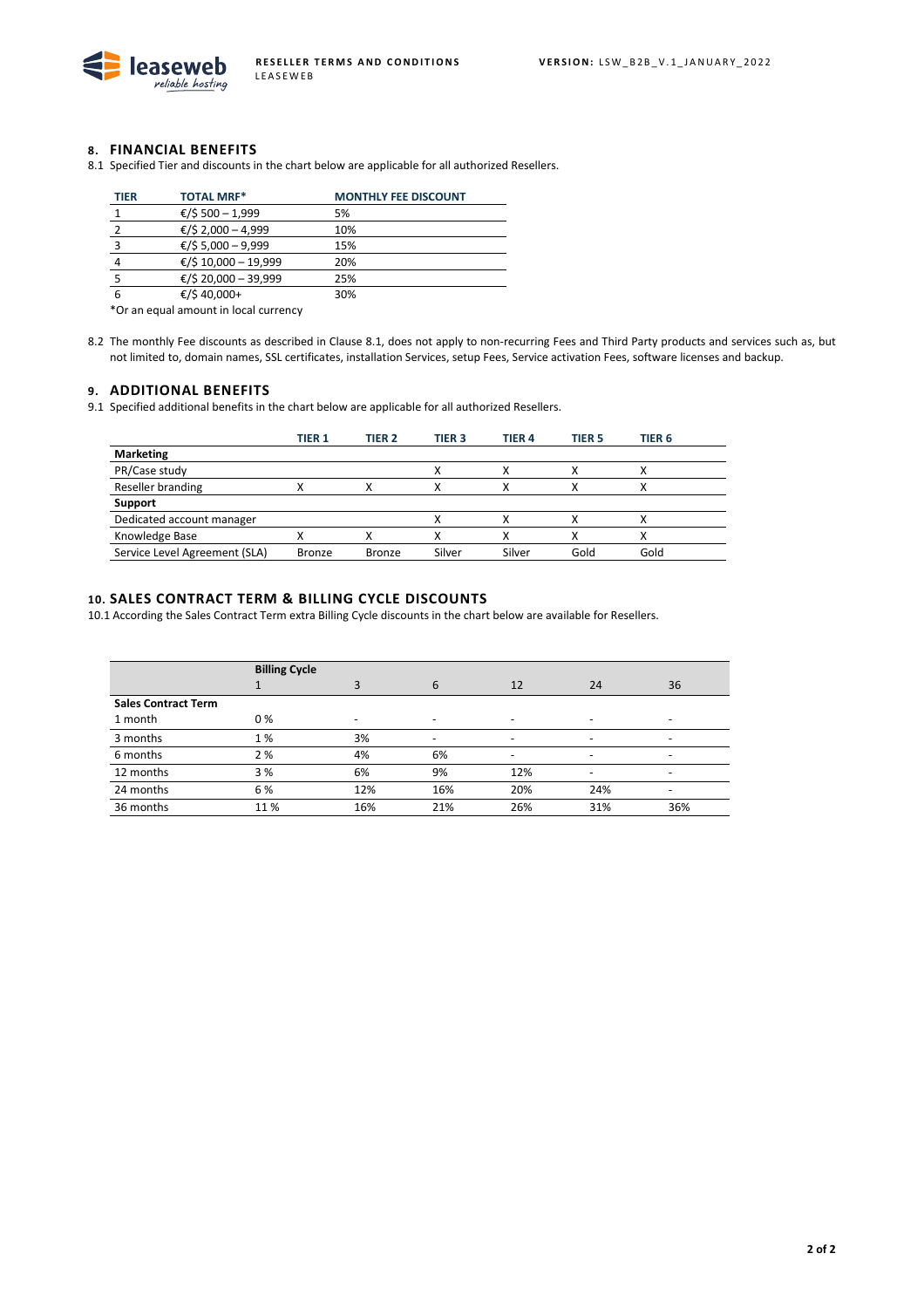## 8. FINANCIAL BENEFITS

8.1 Specified Tier and discounts in the chart below are applicable for all authorized Resellers.

| TIER | TOTAL MRF* | MONTHLY FEE DISCOUNT |
|---|---|---|
| 1 | €/$ 500 – 1,999 | 5% |
| 2 | €/$ 2,000 – 4,999 | 10% |
| 3 | €/$ 5,000 – 9,999 | 15% |
| 4 | €/$ 10,000 – 19,999 | 20% |
| 5 | €/$ 20,000 – 39,999 | 25% |
| 6 | €/$ 40,000+ | 30% |

*Or an equal amount in local currency

8.2 The monthly Fee discounts as described in Clause 8.1, does not apply to non-recurring Fees and Third Party products and services such as, but not limited to, domain names, SSL certificates, installation Services, setup Fees, Service activation Fees, software licenses and backup.

## 9. ADDITIONAL BENEFITS

9.1 Specified additional benefits in the chart below are applicable for all authorized Resellers.

| | TIER 1 | TIER 2 | TIER 3 | TIER 4 | TIER 5 | TIER 6 |
|---|---|---|---|---|---|---|
| **Marketing** | | | | | | |
| PR/Case study | | | X | X | X | X |
| Reseller branding | X | X | X | X | X | X |
| **Support** | | | | | | |
| Dedicated account manager | | | X | X | X | X |
| Knowledge Base | X | X | X | X | X | X |
| Service Level Agreement (SLA) | Bronze | Bronze | Silver | Silver | Gold | Gold |

## 10. SALES CONTRACT TERM & BILLING CYCLE DISCOUNTS

10.1 According the Sales Contract Term extra Billing Cycle discounts in the chart below are available for Resellers.

| | Billing Cycle | | | | | |
|---|---|---|---|---|---|---|
| | 1 | 3 | 6 | 12 | 24 | 36 |
| **Sales Contract Term** | | | | | | |
| 1 month | 0 % | - | - | - | - | - |
| 3 months | 1 % | 3% | - | - | - | - |
| 6 months | 2 % | 4% | 6% | - | - | - |
| 12 months | 3 % | 6% | 9% | 12% | - | - |
| 24 months | 6 % | 12% | 16% | 20% | 24% | - |
| 36 months | 11 % | 16% | 21% | 26% | 31% | 36% |